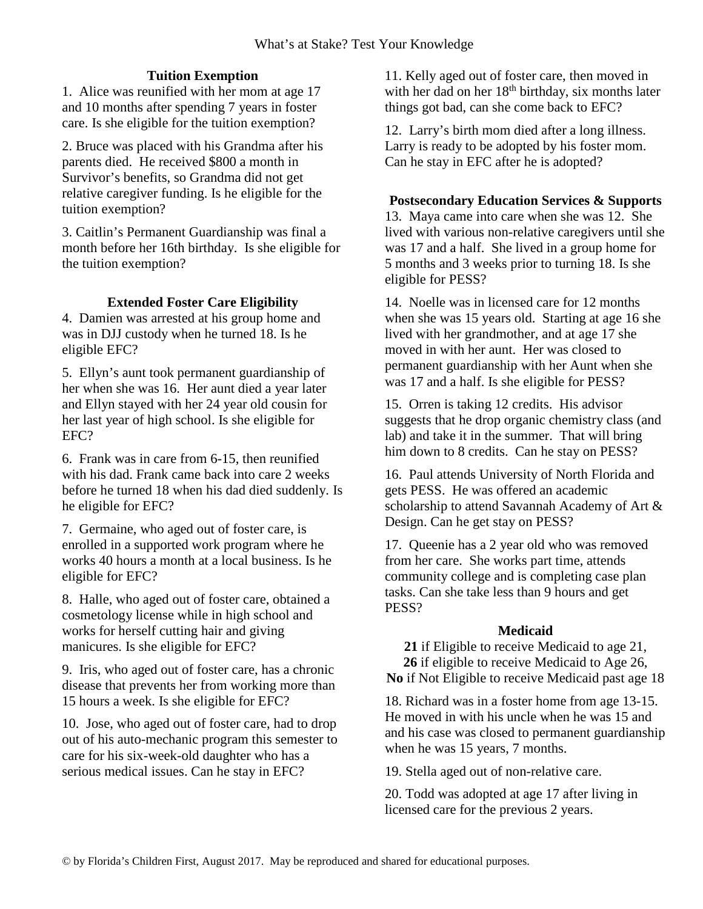What's at Stake? Test Your Knowledge

## Tuition Exemption

1. Alice was reunified with her mom at age 17 and 10 months after spending 7 years in foster care. Is she eligible for the tuition exemption?

2. Bruce was placed with his Grandma after his parents died. He received $800 a month in Survivor's benefits, so Grandma did not get relative caregiver funding. Is he eligible for the tuition exemption?

3. Caitlin's Permanent Guardianship was final a month before her 16th birthday. Is she eligible for the tuition exemption?

## Extended Foster Care Eligibility

4. Damien was arrested at his group home and was in DJJ custody when he turned 18. Is he eligible EFC?

5. Ellyn's aunt took permanent guardianship of her when she was 16. Her aunt died a year later and Ellyn stayed with her 24 year old cousin for her last year of high school. Is she eligible for EFC?

6. Frank was in care from 6-15, then reunified with his dad. Frank came back into care 2 weeks before he turned 18 when his dad died suddenly. Is he eligible for EFC?

7. Germaine, who aged out of foster care, is enrolled in a supported work program where he works 40 hours a month at a local business. Is he eligible for EFC?

8. Halle, who aged out of foster care, obtained a cosmetology license while in high school and works for herself cutting hair and giving manicures. Is she eligible for EFC?

9. Iris, who aged out of foster care, has a chronic disease that prevents her from working more than 15 hours a week. Is she eligible for EFC?

10. Jose, who aged out of foster care, had to drop out of his auto-mechanic program this semester to care for his six-week-old daughter who has a serious medical issues. Can he stay in EFC?

11. Kelly aged out of foster care, then moved in with her dad on her 18th birthday, six months later things got bad, can she come back to EFC?

12. Larry's birth mom died after a long illness. Larry is ready to be adopted by his foster mom. Can he stay in EFC after he is adopted?

## Postsecondary Education Services & Supports

13. Maya came into care when she was 12. She lived with various non-relative caregivers until she was 17 and a half. She lived in a group home for 5 months and 3 weeks prior to turning 18. Is she eligible for PESS?

14. Noelle was in licensed care for 12 months when she was 15 years old. Starting at age 16 she lived with her grandmother, and at age 17 she moved in with her aunt. Her was closed to permanent guardianship with her Aunt when she was 17 and a half. Is she eligible for PESS?

15. Orren is taking 12 credits. His advisor suggests that he drop organic chemistry class (and lab) and take it in the summer. That will bring him down to 8 credits. Can he stay on PESS?

16. Paul attends University of North Florida and gets PESS. He was offered an academic scholarship to attend Savannah Academy of Art & Design. Can he get stay on PESS?

17. Queenie has a 2 year old who was removed from her care. She works part time, attends community college and is completing case plan tasks. Can she take less than 9 hours and get PESS?

## Medicaid

**21** if Eligible to receive Medicaid to age 21,
**26** if eligible to receive Medicaid to Age 26,
**No** if Not Eligible to receive Medicaid past age 18

18. Richard was in a foster home from age 13-15. He moved in with his uncle when he was 15 and and his case was closed to permanent guardianship when he was 15 years, 7 months.

19. Stella aged out of non-relative care.

20. Todd was adopted at age 17 after living in licensed care for the previous 2 years.

© by Florida's Children First, August 2017. May be reproduced and shared for educational purposes.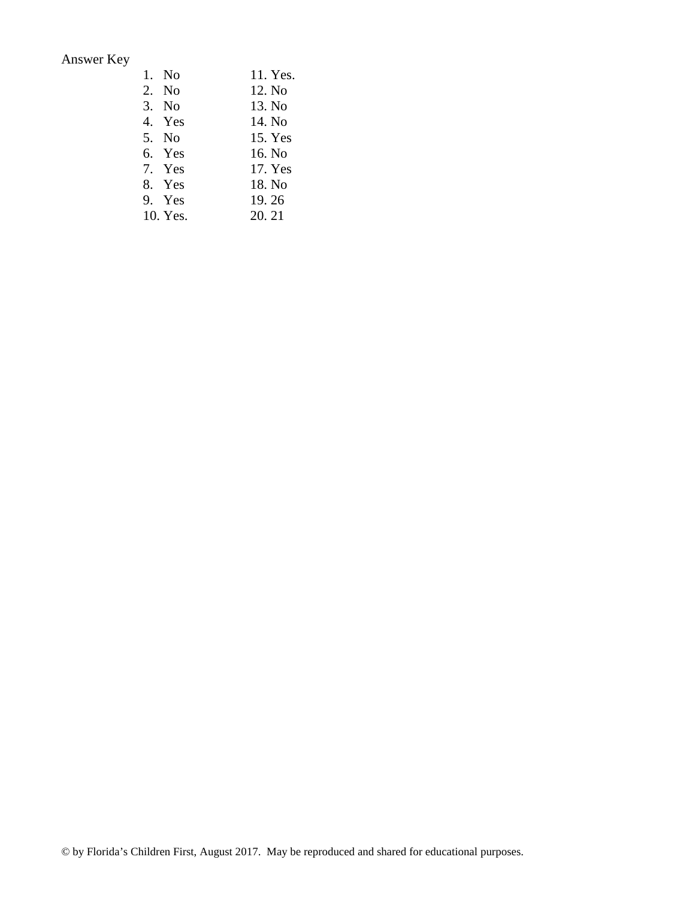Answer Key

1. No
2. No
3. No
4. Yes
5. No
6. Yes
7. Yes
8. Yes
9. Yes
10. Yes.
11. Yes.
12. No
13. No
14. No
15. Yes
16. No
17. Yes
18. No
19. 26
20. 21

© by Florida's Children First, August 2017. May be reproduced and shared for educational purposes.